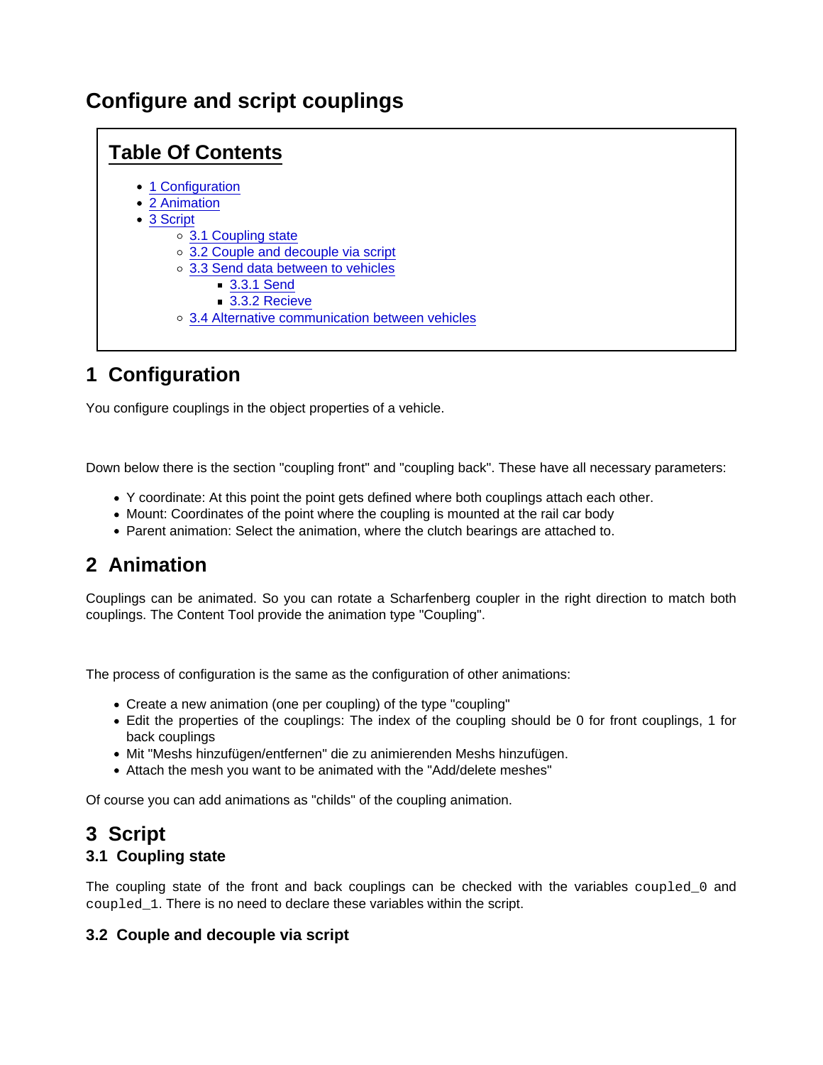# Configure and script couplings

## Table Of Contents

- 1 Configuration
- 2 Animation
- 3 Script
  - 3.1 Coupling state
  - 3.2 Couple and decouple via script
  - 3.3 Send data between to vehicles
    - 3.3.1 Send
    - 3.3.2 Recieve
  - 3.4 Alternative communication between vehicles

## 1 Configuration

You configure couplings in the object properties of a vehicle.

Down below there is the section "coupling front" and "coupling back". These have all necessary parameters:

- Y coordinate: At this point the point gets defined where both couplings attach each other.
- Mount: Coordinates of the point where the coupling is mounted at the rail car body
- Parent animation: Select the animation, where the clutch bearings are attached to.

## 2 Animation

Couplings can be animated. So you can rotate a Scharfenberg coupler in the right direction to match both couplings. The Content Tool provide the animation type "Coupling".

The process of configuration is the same as the configuration of other animations:

- Create a new animation (one per coupling) of the type "coupling"
- Edit the properties of the couplings: The index of the coupling should be 0 for front couplings, 1 for back couplings
- Mit "Meshs hinzufügen/entfernen" die zu animierenden Meshs hinzufügen.
- Attach the mesh you want to be animated with the "Add/delete meshes"

Of course you can add animations as "childs" of the coupling animation.

## 3 Script

### 3.1 Coupling state

The coupling state of the front and back couplings can be checked with the variables `coupled_0` and `coupled_1`. There is no need to declare these variables within the script.

### 3.2 Couple and decouple via script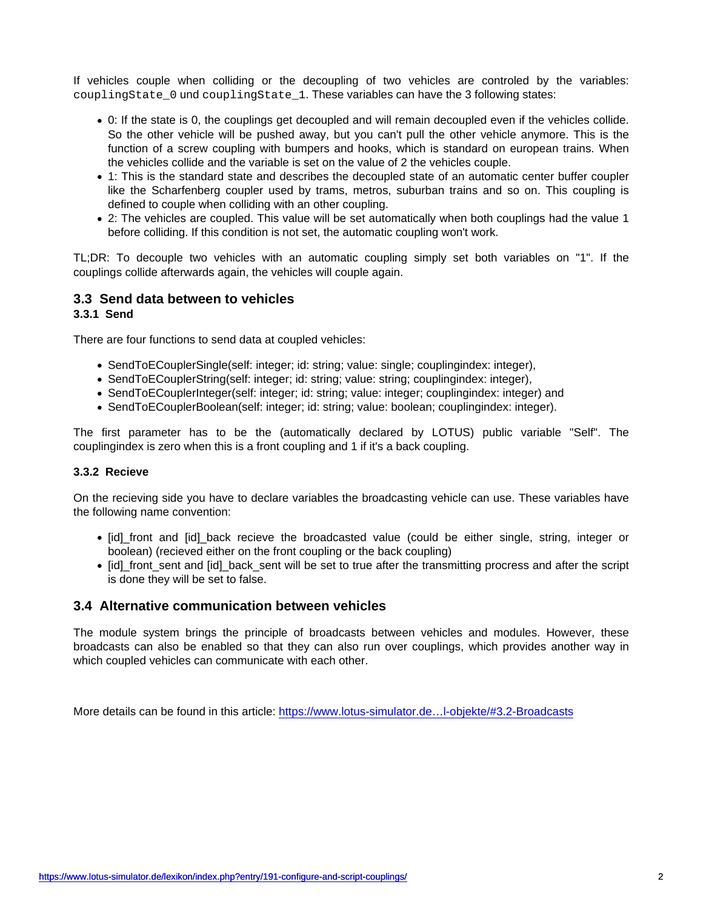If vehicles couple when colliding or the decoupling of two vehicles are controled by the variables: `couplingState_0` und `couplingState_1`. These variables can have the 3 following states:

- 0: If the state is 0, the couplings get decoupled and will remain decoupled even if the vehicles collide. So the other vehicle will be pushed away, but you can't pull the other vehicle anymore. This is the function of a screw coupling with bumpers and hooks, which is standard on european trains. When the vehicles collide and the variable is set on the value of 2 the vehicles couple.
- 1: This is the standard state and describes the decoupled state of an automatic center buffer coupler like the Scharfenberg coupler used by trams, metros, suburban trains and so on. This coupling is defined to couple when colliding with an other coupling.
- 2: The vehicles are coupled. This value will be set automatically when both couplings had the value 1 before colliding. If this condition is not set, the automatic coupling won't work.

TL;DR: To decouple two vehicles with an automatic coupling simply set both variables on "1". If the couplings collide afterwards again, the vehicles will couple again.

## 3.3 Send data between to vehicles

### 3.3.1 Send

There are four functions to send data at coupled vehicles:

- SendToECouplerSingle(self: integer; id: string; value: single; couplingindex: integer),
- SendToECouplerString(self: integer; id: string; value: string; couplingindex: integer),
- SendToECouplerInteger(self: integer; id: string; value: integer; couplingindex: integer) and
- SendToECouplerBoolean(self: integer; id: string; value: boolean; couplingindex: integer).

The first parameter has to be the (automatically declared by LOTUS) public variable "Self". The couplingindex is zero when this is a front coupling and 1 if it's a back coupling.

### 3.3.2 Recieve

On the recieving side you have to declare variables the broadcasting vehicle can use. These variables have the following name convention:

- [id]_front and [id]_back recieve the broadcasted value (could be either single, string, integer or boolean) (recieved either on the front coupling or the back coupling)
- [id]_front_sent and [id]_back_sent will be set to true after the transmitting procress and after the script is done they will be set to false.

## 3.4 Alternative communication between vehicles

The module system brings the principle of broadcasts between vehicles and modules. However, these broadcasts can also be enabled so that they can also run over couplings, which provides another way in which coupled vehicles can communicate with each other.

More details can be found in this article: https://www.lotus-simulator.de…l-objekte/#3.2-Broadcasts